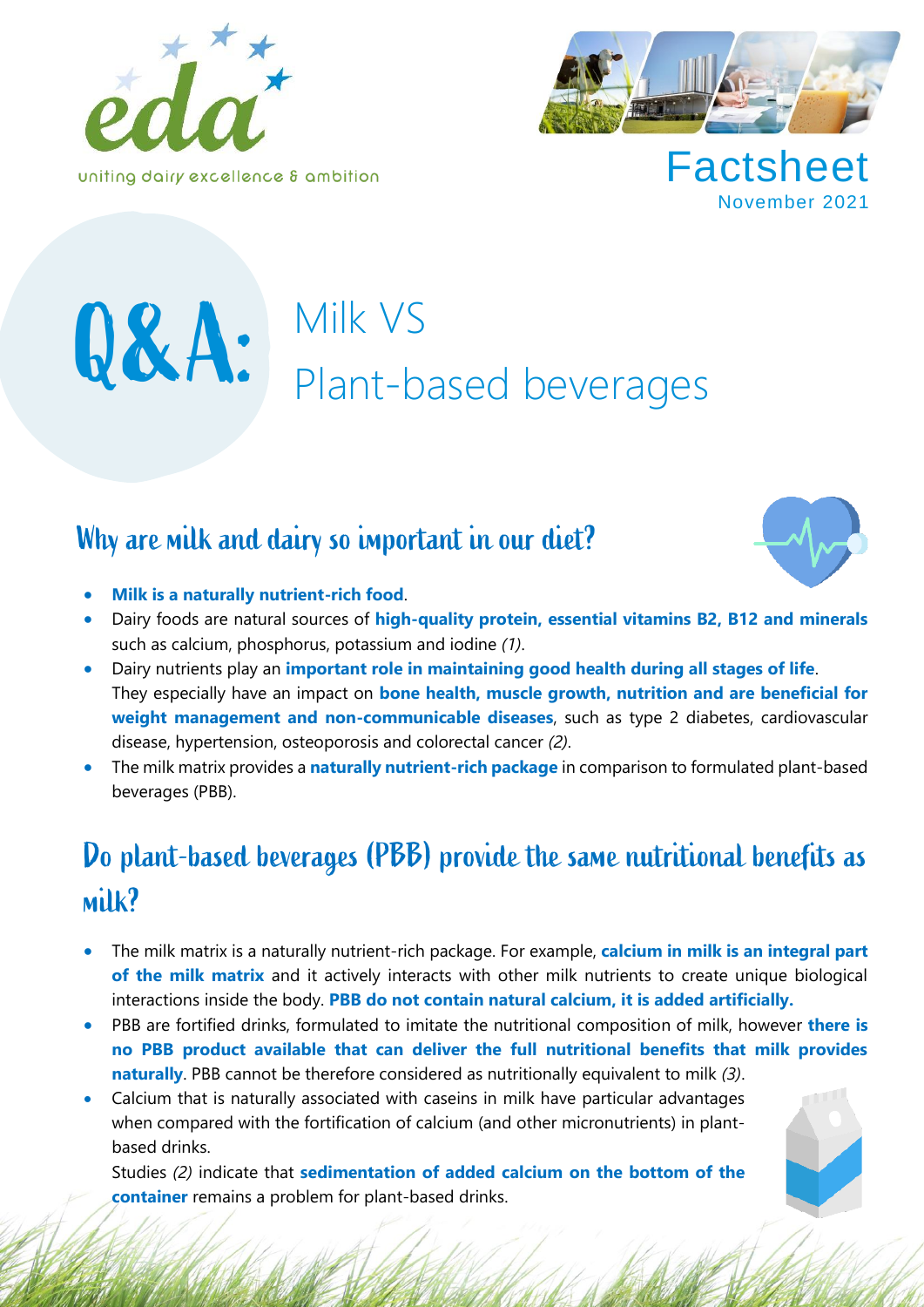eda

uniting dairy excellence & ambition

Factsheet

November 2021

# Q&A: Milk VS Plant-based beverages

## Why are milk and dairy so important in our diet?

- **Milk is a naturally nutrient-rich food**.
- Dairy foods are natural sources of **high-quality protein, essential vitamins B2, B12 and minerals** such as calcium, phosphorus, potassium and iodine *(1)*.
- Dairy nutrients play an **important role in maintaining good health during all stages of life**. They especially have an impact on **bone health, muscle growth, nutrition and are beneficial for weight management and non-communicable diseases**, such as type 2 diabetes, cardiovascular disease, hypertension, osteoporosis and colorectal cancer *(2)*.
- The milk matrix provides a **naturally nutrient-rich package** in comparison to formulated plant-based beverages (PBB).

## Do plant-based beverages (PBB) provide the same nutritional benefits as milk?

- The milk matrix is a naturally nutrient-rich package. For example, **calcium in milk is an integral part of the milk matrix** and it actively interacts with other milk nutrients to create unique biological interactions inside the body. **PBB do not contain natural calcium, it is added artificially.**
- PBB are fortified drinks, formulated to imitate the nutritional composition of milk, however **there is no PBB product available that can deliver the full nutritional benefits that milk provides naturally**. PBB cannot be therefore considered as nutritionally equivalent to milk *(3)*.
- Calcium that is naturally associated with caseins in milk have particular advantages when compared with the fortification of calcium (and other micronutrients) in plant-based drinks.

  Studies *(2)* indicate that **sedimentation of added calcium on the bottom of the container** remains a problem for plant-based drinks.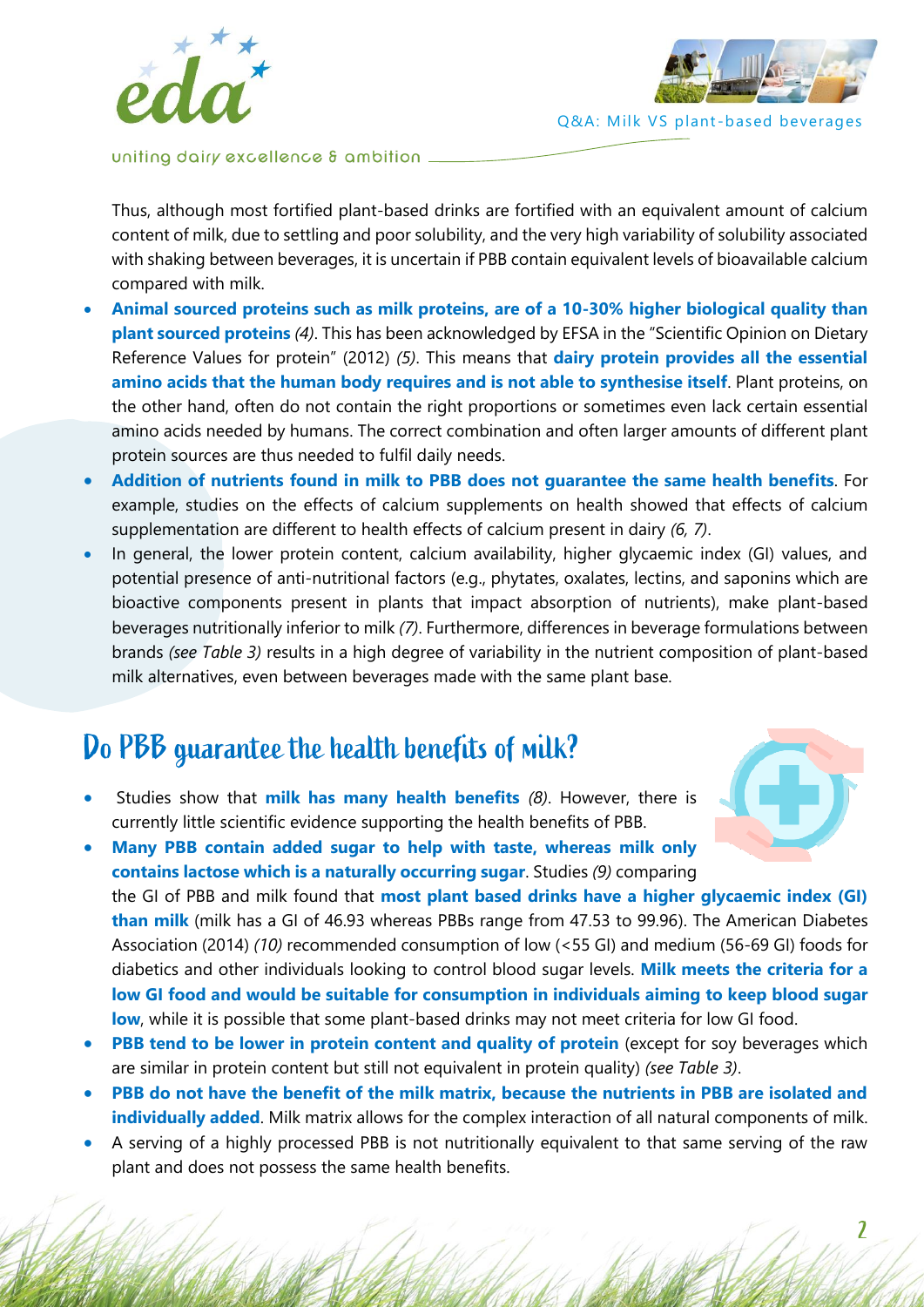Thus, although most fortified plant-based drinks are fortified with an equivalent amount of calcium content of milk, due to settling and poor solubility, and the very high variability of solubility associated with shaking between beverages, it is uncertain if PBB contain equivalent levels of bioavailable calcium compared with milk.

- **Animal sourced proteins such as milk proteins, are of a 10-30% higher biological quality than plant sourced proteins** *(4)*. This has been acknowledged by EFSA in the "Scientific Opinion on Dietary Reference Values for protein" (2012) *(5)*. This means that **dairy protein provides all the essential amino acids that the human body requires and is not able to synthesise itself**. Plant proteins, on the other hand, often do not contain the right proportions or sometimes even lack certain essential amino acids needed by humans. The correct combination and often larger amounts of different plant protein sources are thus needed to fulfil daily needs.
- **Addition of nutrients found in milk to PBB does not guarantee the same health benefits**. For example, studies on the effects of calcium supplements on health showed that effects of calcium supplementation are different to health effects of calcium present in dairy *(6, 7)*.
- In general, the lower protein content, calcium availability, higher glycaemic index (GI) values, and potential presence of anti-nutritional factors (e.g., phytates, oxalates, lectins, and saponins which are bioactive components present in plants that impact absorption of nutrients), make plant-based beverages nutritionally inferior to milk *(7)*. Furthermore, differences in beverage formulations between brands *(see Table 3)* results in a high degree of variability in the nutrient composition of plant-based milk alternatives, even between beverages made with the same plant base.

## Do PBB guarantee the health benefits of milk?

- Studies show that **milk has many health benefits** *(8)*. However, there is currently little scientific evidence supporting the health benefits of PBB.
- **Many PBB contain added sugar to help with taste, whereas milk only contains lactose which is a naturally occurring sugar**. Studies *(9)* comparing the GI of PBB and milk found that **most plant based drinks have a higher glycaemic index (GI) than milk** (milk has a GI of 46.93 whereas PBBs range from 47.53 to 99.96). The American Diabetes Association (2014) *(10)* recommended consumption of low (<55 GI) and medium (56-69 GI) foods for diabetics and other individuals looking to control blood sugar levels. **Milk meets the criteria for a low GI food and would be suitable for consumption in individuals aiming to keep blood sugar low**, while it is possible that some plant-based drinks may not meet criteria for low GI food.
- **PBB tend to be lower in protein content and quality of protein** (except for soy beverages which are similar in protein content but still not equivalent in protein quality) *(see Table 3)*.
- **PBB do not have the benefit of the milk matrix, because the nutrients in PBB are isolated and individually added**. Milk matrix allows for the complex interaction of all natural components of milk.
- A serving of a highly processed PBB is not nutritionally equivalent to that same serving of the raw plant and does not possess the same health benefits.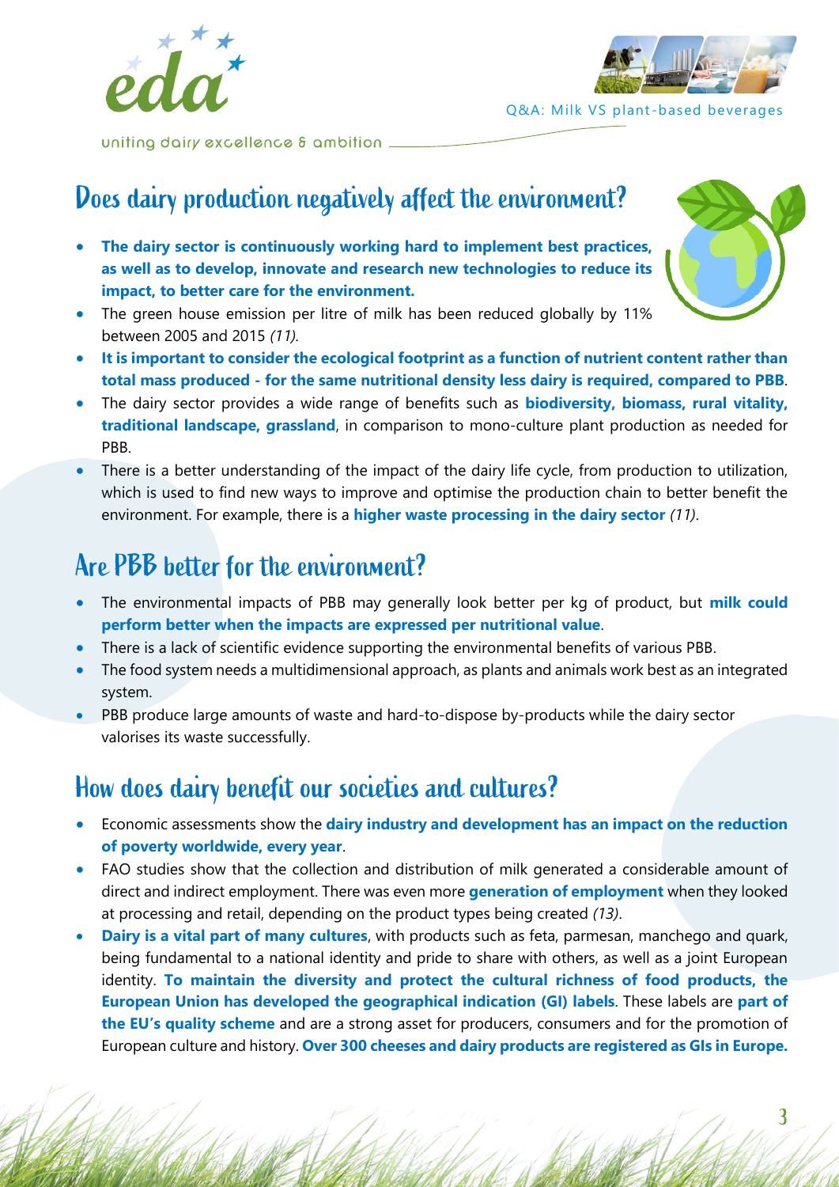## Does dairy production negatively affect the environment?

- **The dairy sector is continuously working hard to implement best practices, as well as to develop, innovate and research new technologies to reduce its impact, to better care for the environment.**
- The green house emission per litre of milk has been reduced globally by 11% between 2005 and 2015 *(11)*.
- **It is important to consider the ecological footprint as a function of nutrient content rather than total mass produced - for the same nutritional density less dairy is required, compared to PBB**.
- The dairy sector provides a wide range of benefits such as **biodiversity, biomass, rural vitality, traditional landscape, grassland**, in comparison to mono-culture plant production as needed for PBB.
- There is a better understanding of the impact of the dairy life cycle, from production to utilization, which is used to find new ways to improve and optimise the production chain to better benefit the environment. For example, there is a **higher waste processing in the dairy sector** *(11)*.

## Are PBB better for the environment?

- The environmental impacts of PBB may generally look better per kg of product, but **milk could perform better when the impacts are expressed per nutritional value**.
- There is a lack of scientific evidence supporting the environmental benefits of various PBB.
- The food system needs a multidimensional approach, as plants and animals work best as an integrated system.
- PBB produce large amounts of waste and hard-to-dispose by-products while the dairy sector valorises its waste successfully.

## How does dairy benefit our societies and cultures?

- Economic assessments show the **dairy industry and development has an impact on the reduction of poverty worldwide, every year**.
- FAO studies show that the collection and distribution of milk generated a considerable amount of direct and indirect employment. There was even more **generation of employment** when they looked at processing and retail, depending on the product types being created *(13)*.
- **Dairy is a vital part of many cultures**, with products such as feta, parmesan, manchego and quark, being fundamental to a national identity and pride to share with others, as well as a joint European identity. **To maintain the diversity and protect the cultural richness of food products, the European Union has developed the geographical indication (GI) labels**. These labels are **part of the EU's quality scheme** and are a strong asset for producers, consumers and for the promotion of European culture and history. **Over 300 cheeses and dairy products are registered as GIs in Europe.**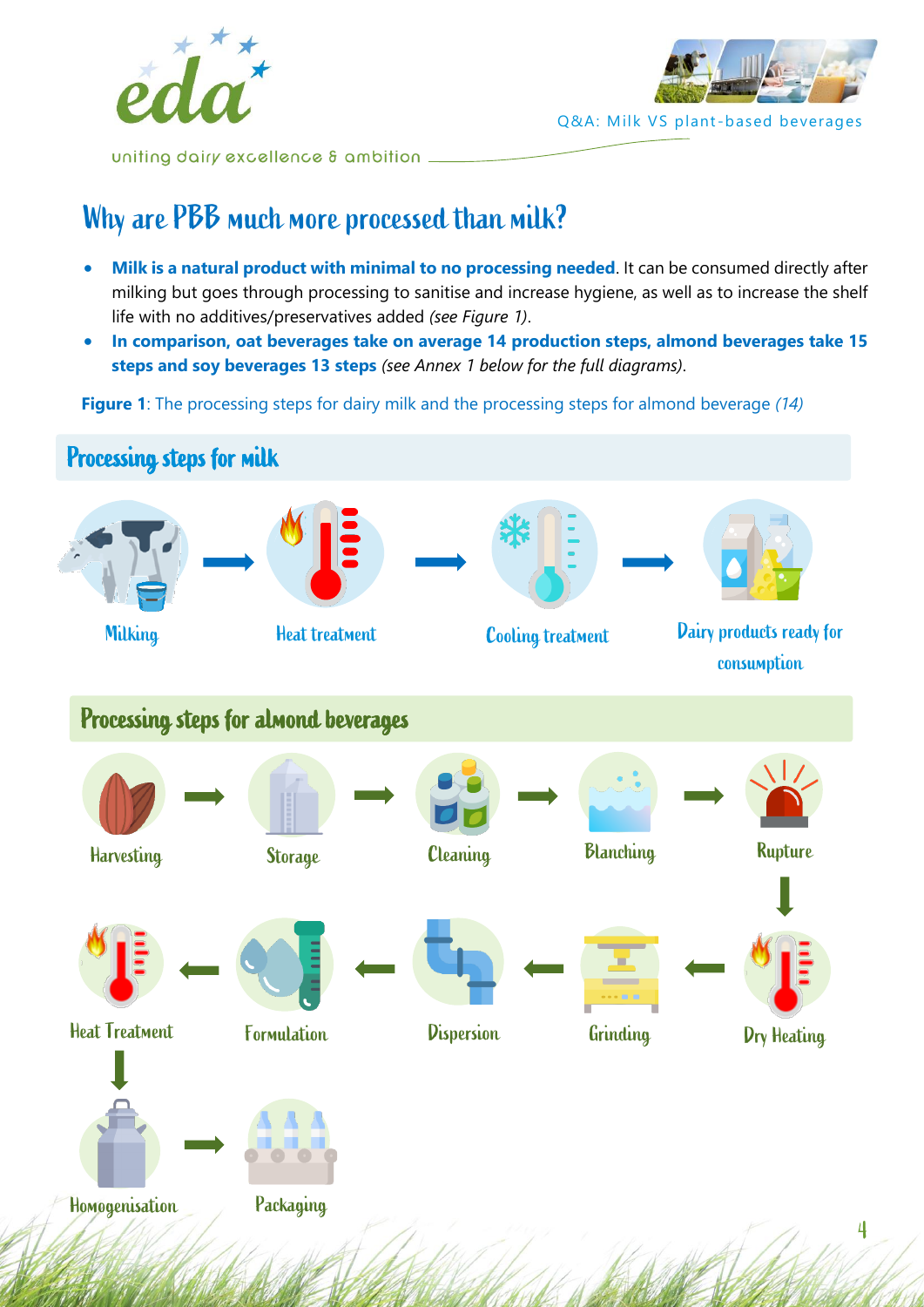# Why are PBB much more processed than milk?

- **Milk is a natural product with minimal to no processing needed**. It can be consumed directly after milking but goes through processing to sanitise and increase hygiene, as well as to increase the shelf life with no additives/preservatives added *(see Figure 1)*.
- **In comparison, oat beverages take on average 14 production steps, almond beverages take 15 steps and soy beverages 13 steps** *(see Annex 1 below for the full diagrams)*.

**Figure 1**: The processing steps for dairy milk and the processing steps for almond beverage *(14)*

## Processing steps for milk

Milking → Heat treatment → Cooling treatment → Dairy products ready for consumption

## Processing steps for almond beverages

Harvesting → Storage → Cleaning → Blanching → Rupture → Dry Heating → Grinding → Dispersion → Formulation → Heat Treatment → Homogenisation → Packaging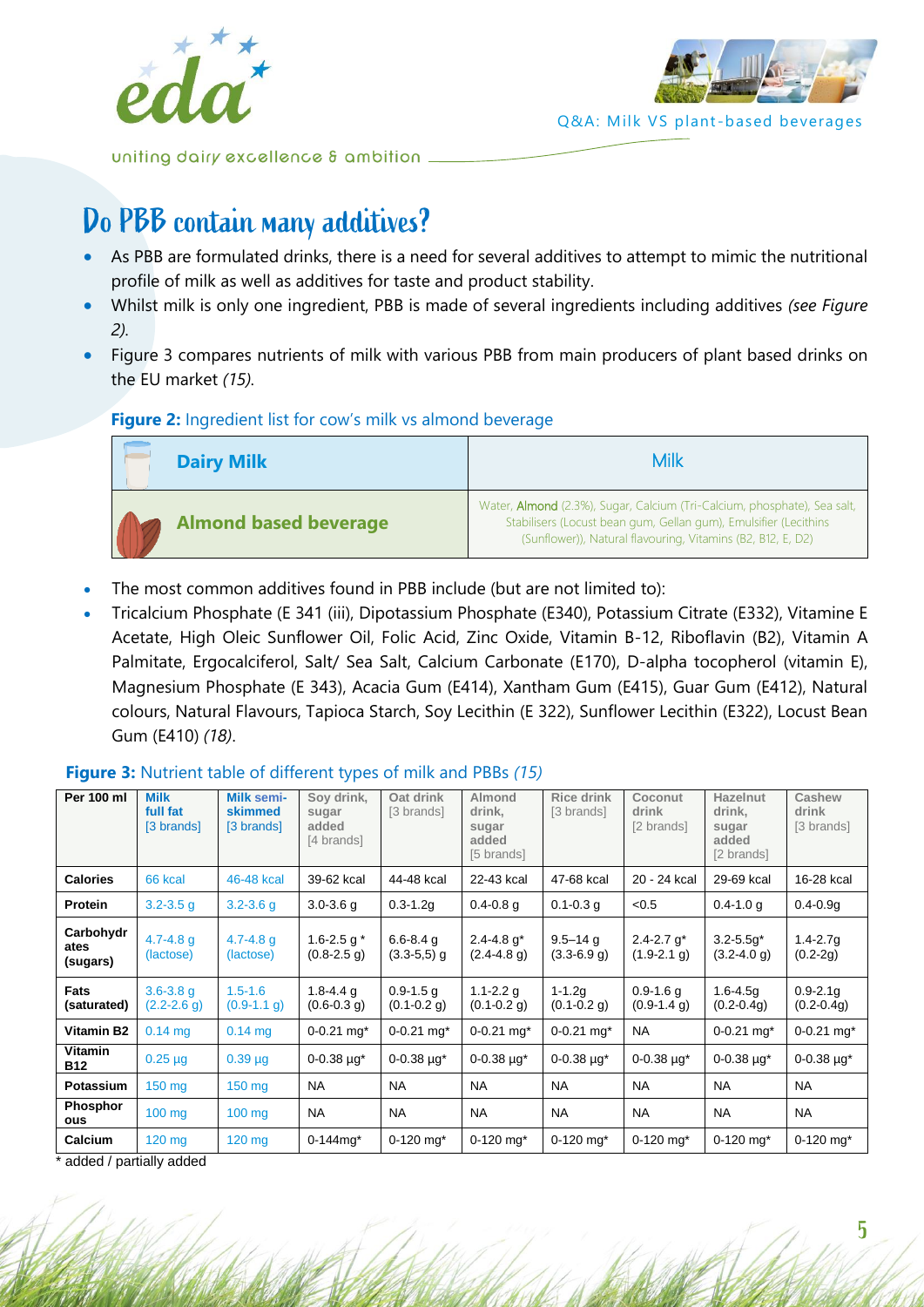# Do PBB contain many additives?

- As PBB are formulated drinks, there is a need for several additives to attempt to mimic the nutritional profile of milk as well as additives for taste and product stability.
- Whilst milk is only one ingredient, PBB is made of several ingredients including additives *(see Figure 2)*.
- Figure 3 compares nutrients of milk with various PBB from main producers of plant based drinks on the EU market *(15)*.

**Figure 2:** Ingredient list for cow's milk vs almond beverage

| | |
|---|---|
| **Dairy Milk** | Milk |
| **Almond based beverage** | Water, Almond (2.3%), Sugar, Calcium (Tri-Calcium, phosphate), Sea salt, Stabilisers (Locust bean gum, Gellan gum), Emulsifier (Lecithins (Sunflower)), Natural flavouring, Vitamins (B2, B12, E, D2) |

- The most common additives found in PBB include (but are not limited to):
- Tricalcium Phosphate (E 341 (iii), Dipotassium Phosphate (E340), Potassium Citrate (E332), Vitamine E Acetate, High Oleic Sunflower Oil, Folic Acid, Zinc Oxide, Vitamin B-12, Riboflavin (B2), Vitamin A Palmitate, Ergocalciferol, Salt/ Sea Salt, Calcium Carbonate (E170), D-alpha tocopherol (vitamin E), Magnesium Phosphate (E 343), Acacia Gum (E414), Xantham Gum (E415), Guar Gum (E412), Natural colours, Natural Flavours, Tapioca Starch, Soy Lecithin (E 322), Sunflower Lecithin (E322), Locust Bean Gum (E410) *(18)*.

**Figure 3:** Nutrient table of different types of milk and PBBs *(15)*

| Per 100 ml | Milk full fat [3 brands] | Milk semi-skimmed [3 brands] | Soy drink, sugar added [4 brands] | Oat drink [3 brands] | Almond drink, sugar added [5 brands] | Rice drink [3 brands] | Coconut drink [2 brands] | Hazelnut drink, sugar added [2 brands] | Cashew drink [3 brands] |
|---|---|---|---|---|---|---|---|---|---|
| **Calories** | 66 kcal | 46-48 kcal | 39-62 kcal | 44-48 kcal | 22-43 kcal | 47-68 kcal | 20 - 24 kcal | 29-69 kcal | 16-28 kcal |
| **Protein** | 3.2-3.5 g | 3.2-3.6 g | 3.0-3.6 g | 0.3-1.2g | 0.4-0.8 g | 0.1-0.3 g | <0.5 | 0.4-1.0 g | 0.4-0.9g |
| **Carbohydrates (sugars)** | 4.7-4.8 g (lactose) | 4.7-4.8 g (lactose) | 1.6-2.5 g * (0.8-2.5 g) | 6.6-8.4 g (3.3-5,5) g | 2.4-4.8 g* (2.4-4.8 g) | 9.5–14 g (3.3-6.9 g) | 2.4-2.7 g* (1.9-2.1 g) | 3.2-5.5g* (3.2-4.0 g) | 1.4-2.7g (0.2-2g) |
| **Fats (saturated)** | 3.6-3.8 g (2.2-2.6 g) | 1.5-1.6 (0.9-1.1 g) | 1.8-4.4 g (0.6-0.3 g) | 0.9-1.5 g (0.1-0.2 g) | 1.1-2.2 g (0.1-0.2 g) | 1-1.2g (0.1-0.2 g) | 0.9-1.6 g (0.9-1.4 g) | 1.6-4.5g (0.2-0.4g) | 0.9-2.1g (0.2-0.4g) |
| **Vitamin B2** | 0.14 mg | 0.14 mg | 0-0.21 mg* | 0-0.21 mg* | 0-0.21 mg* | 0-0.21 mg* | NA | 0-0.21 mg* | 0-0.21 mg* |
| **Vitamin B12** | 0.25 µg | 0.39 µg | 0-0.38 µg* | 0-0.38 µg* | 0-0.38 µg* | 0-0.38 µg* | 0-0.38 µg* | 0-0.38 µg* | 0-0.38 µg* |
| **Potassium** | 150 mg | 150 mg | NA | NA | NA | NA | NA | NA | NA |
| **Phosphorous** | 100 mg | 100 mg | NA | NA | NA | NA | NA | NA | NA |
| **Calcium** | 120 mg | 120 mg | 0-144mg* | 0-120 mg* | 0-120 mg* | 0-120 mg* | 0-120 mg* | 0-120 mg* | 0-120 mg* |

\* added / partially added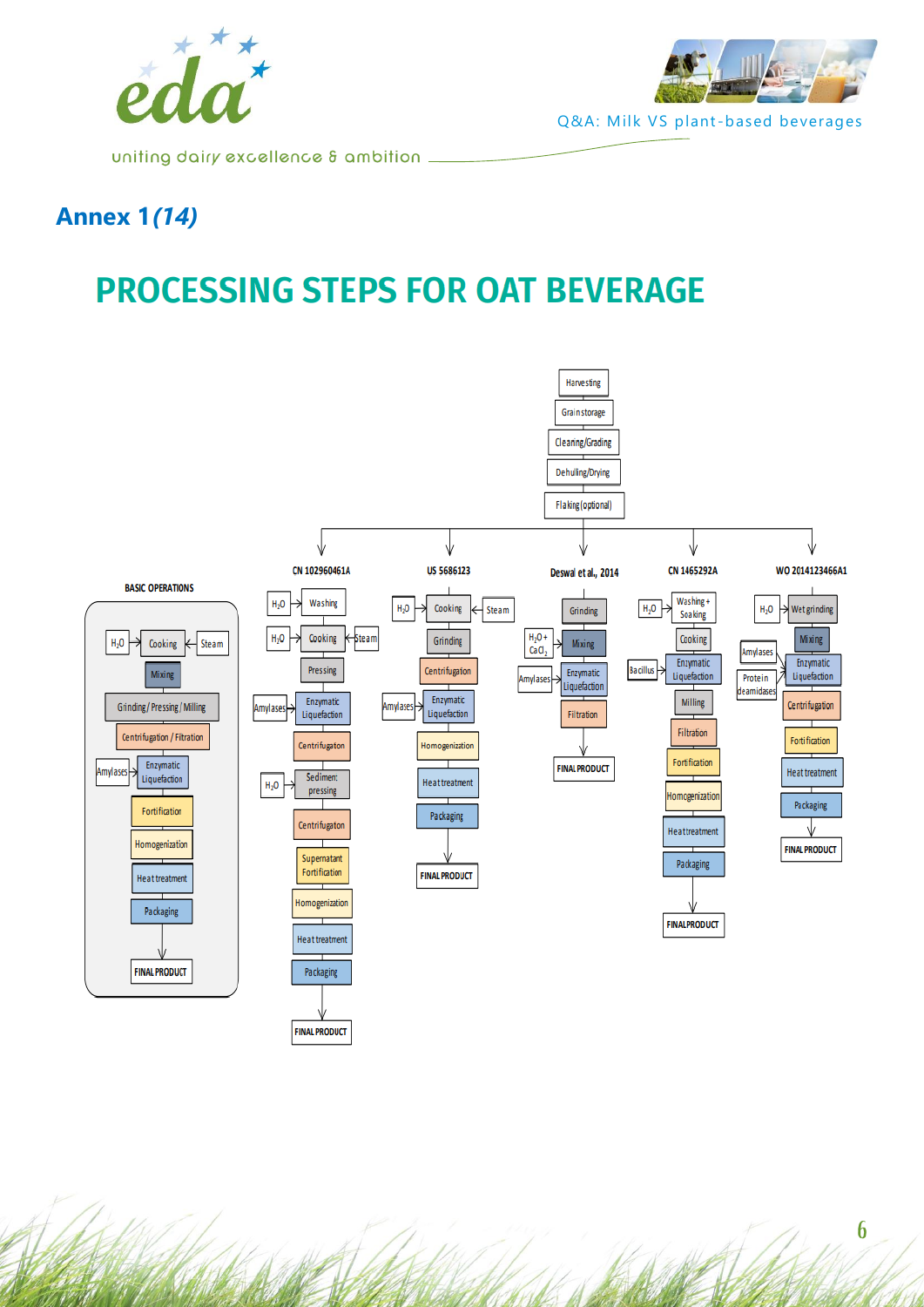## Annex 1 *(14)*

# PROCESSING STEPS FOR OAT BEVERAGE

Harvesting → Grain storage → Cleaning/Grading → Dehulling/Drying → Flaking (optional)

**BASIC OPERATIONS**

- $H_2O$ → Cooking ← Steam
- Mixing
- Grinding / Pressing / Milling
- Centrifugation / Filtration
- Amylases → Enzymatic Liquefaction
- Fortification
- Homogenization
- Heat treatment
- Packaging
- FINAL PRODUCT

**CN 102960461A**

- $H_2O$ → Washing
- $H_2O$ → Cooking ← Steam
- Pressing
- Amylases → Enzymatic Liquefaction
- Centrifugaton
- $H_2O$ → Sediment pressing
- Centrifugaton
- Supernatant Fortification
- Homogenization
- Heat treatment
- Packaging
- FINAL PRODUCT

**US 5686123**

- $H_2O$ → Cooking ← Steam
- Grinding
- Centrifugation
- Amylases → Enzymatic Liquefaction
- Homogenization
- Heat treatment
- Packaging
- FINAL PRODUCT

**Deswal et al., 2014**

- Grinding
- $H_2O$ + $CaCl_2$ → Mixing
- Amylases → Enzymatic Liquefaction
- Filtration
- FINAL PRODUCT

**CN 1465292A**

- $H_2O$ → Washing + Soaking
- Cooking
- Bacillus → Enzymatic Liquefaction
- Milling
- Filtration
- Fortification
- Homogenization
- Heat treatment
- Packaging
- FINAL PRODUCT

**WO 2014123466A1**

- $H_2O$ → Wet grinding
- Mixing
- Amylases, Protein deamidases → Enzymatic Liquefaction
- Centrifugation
- Fortification
- Heat treatment
- Packaging
- FINAL PRODUCT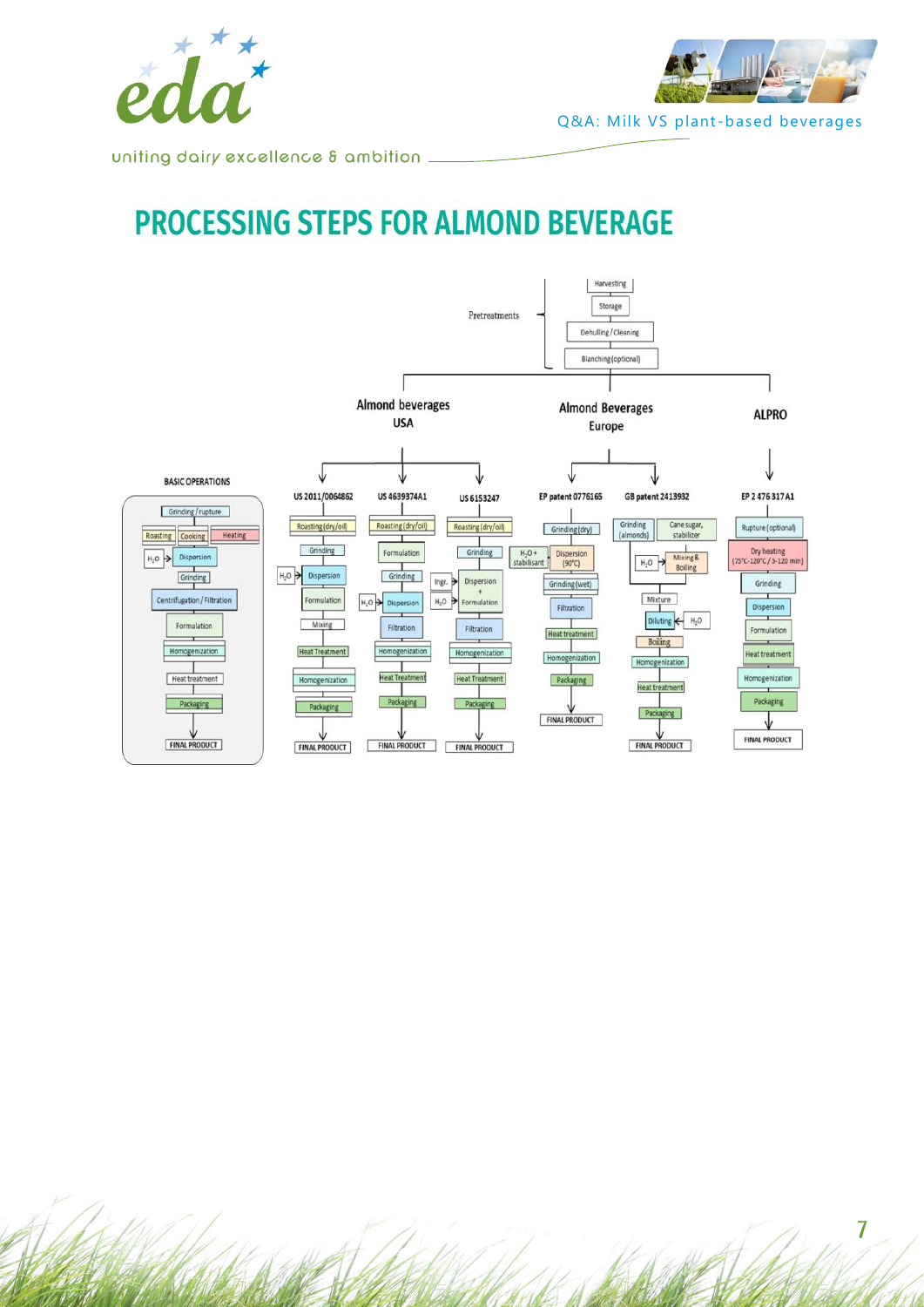# PROCESSING STEPS FOR ALMOND BEVERAGE

**Pretreatments**

- Harvesting
- Storage
- Dehulling / Cleaning
- Blanching (optional)

## BASIC OPERATIONS

- Grinding / rupture
- Roasting | Cooking | Heating
- $H_2O$ → Dispersion
- Grinding
- Centrifugation / Filtration
- Formulation
- Homogenization
- Heat treatment
- Packaging
- FINAL PRODUCT

## Almond beverages USA

**US 2011/0064862**

- Roasting (dry/oil)
- Grinding
- $H_2O$ → Dispersion
- Formulation
- Mixing
- Heat Treatment
- Homogenization
- Packaging
- FINAL PRODUCT

**US 4639374A1**

- Roasting (dry/oil)
- Formulation
- Grinding
- $H_2O$ → Dispersion
- Filtration
- Homogenization
- Heat Treatment
- Packaging
- FINAL PRODUCT

**US 6153247**

- Roasting (dry/oil)
- Grinding
- Ingr. → Dispersion + Formulation ← $H_2O$
- Filtration
- Homogenization
- Heat Treatment
- Packaging
- FINAL PRODUCT

## Almond Beverages Europe

**EP patent 0776165**

- Grinding (dry)
- $H_2O$ + stabilisant → Dispersion (90°C)
- Grinding (wet)
- Filtration
- Heat treatment
- Homogenization
- Packaging
- FINAL PRODUCT

**GB patent 2413932**

- Grinding (almonds) | Cane sugar, stabilizer
- $H_2O$ → Mixing & Boiling
- Mixture
- Diluting ← $H_2O$
- Boiling
- Homogenization
- Heat treatment
- Packaging
- FINAL PRODUCT

## ALPRO

**EP 2 476 317 A1**

- Rupture (optional)
- Dry heating (75°C-120°C / 5-120 min)
- Grinding
- Dispersion
- Formulation
- Heat treatment
- Homogenization
- Packaging
- FINAL PRODUCT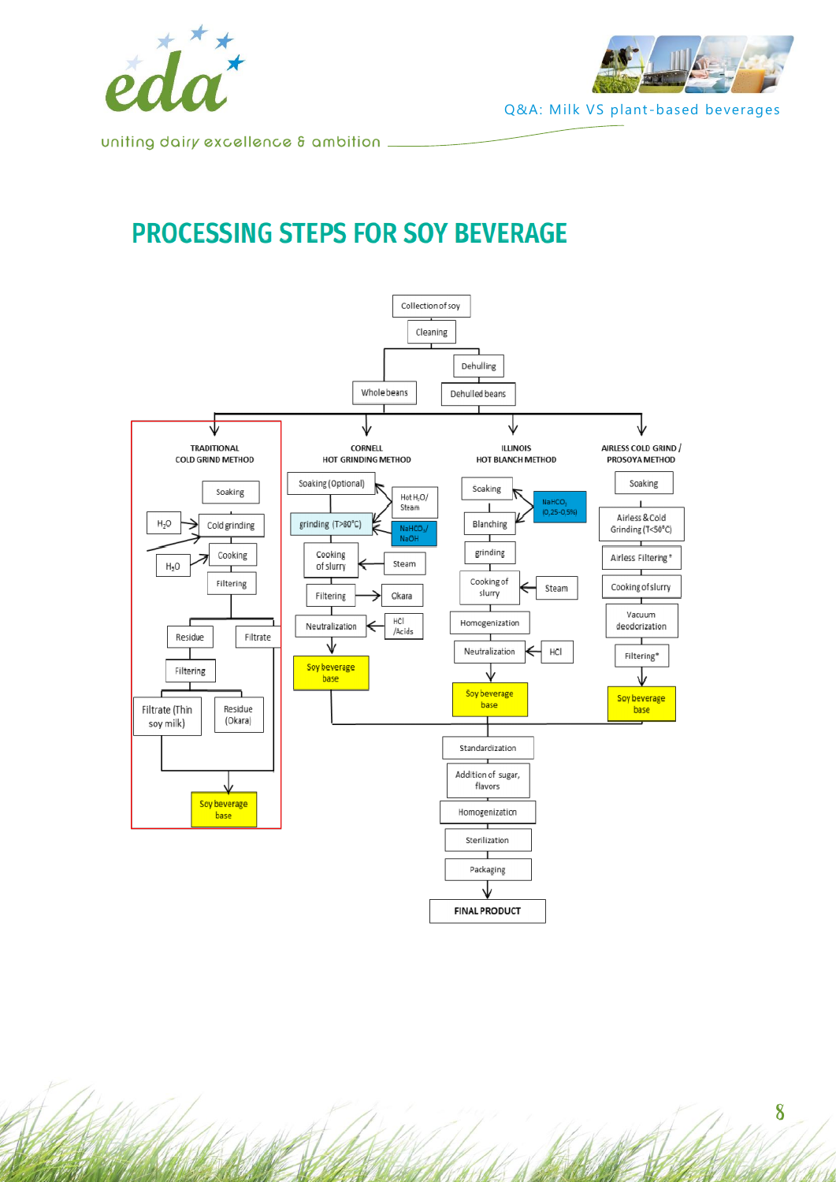# PROCESSING STEPS FOR SOY BEVERAGE

Collection of soy → Cleaning → Whole beans / Dehulling → Dehulled beans

**TRADITIONAL COLD GRIND METHOD**
- Soaking
- $H_2O$ → Cold grinding
- $H_2O$ → Cooking
- Filtering
- Residue / Filtrate
- Residue → Filtering → Filtrate (Thin soy milk) / Residue (Okara)
- Soy beverage base

**CORNELL HOT GRINDING METHOD**
- Soaking (Optional)
- Hot $H_2O$/ Steam; $NaHCO_3$/ NaOH → grinding (T>80°C)
- Steam → Cooking of slurry
- Filtering → Okara
- HCl /Acids → Neutralization
- Soy beverage base

**ILLINOIS HOT BLANCH METHOD**
- $NaHCO_3$ (0,25-0,5%) → Soaking, Blanching
- grinding
- Steam → Cooking of slurry
- Homogenization
- HCl → Neutralization
- Soy beverage base

**AIRLESS COLD GRIND / PROSOYA METHOD**
- Soaking
- Airless & Cold Grinding (T<50°C)
- Airless Filtering*
- Cooking of slurry
- Vacuum deodorization
- Filtering*
- Soy beverage base

Standardization → Addition of sugar, flavors → Homogenization → Sterilization → Packaging → **FINAL PRODUCT**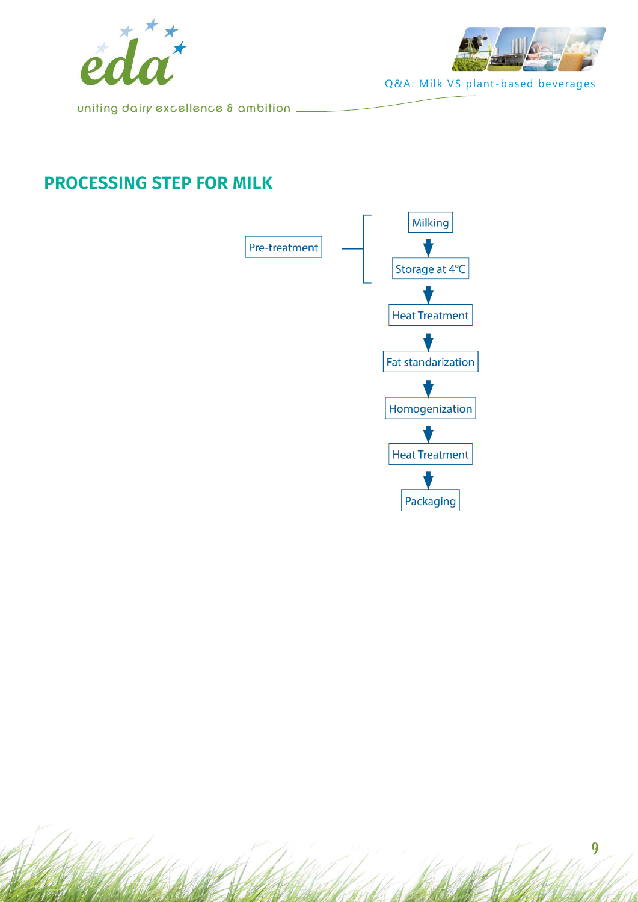## PROCESSING STEP FOR MILK

Pre-treatment:
- Milking
- ↓
- Storage at 4°C

↓

Heat Treatment

↓

Fat standarization

↓

Homogenization

↓

Heat Treatment

↓

Packaging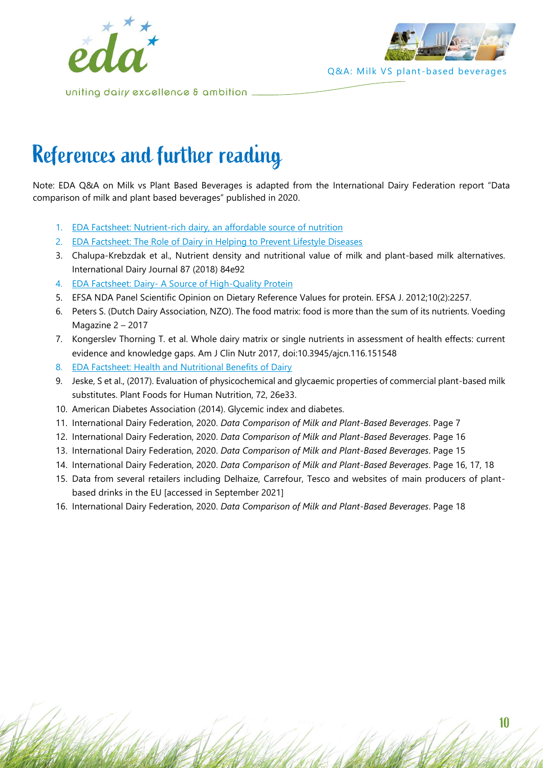# References and further reading

Note: EDA Q&A on Milk vs Plant Based Beverages is adapted from the International Dairy Federation report "Data comparison of milk and plant based beverages" published in 2020.

1. EDA Factsheet: Nutrient-rich dairy, an affordable source of nutrition
2. EDA Factsheet: The Role of Dairy in Helping to Prevent Lifestyle Diseases
3. Chalupa-Krebzdak et al., Nutrient density and nutritional value of milk and plant-based milk alternatives. International Dairy Journal 87 (2018) 84e92
4. EDA Factsheet: Dairy- A Source of High-Quality Protein
5. EFSA NDA Panel Scientific Opinion on Dietary Reference Values for protein. EFSA J. 2012;10(2):2257.
6. Peters S. (Dutch Dairy Association, NZO). The food matrix: food is more than the sum of its nutrients. Voeding Magazine 2 – 2017
7. Kongerslev Thorning T. et al. Whole dairy matrix or single nutrients in assessment of health effects: current evidence and knowledge gaps. Am J Clin Nutr 2017, doi:10.3945/ajcn.116.151548
8. EDA Factsheet: Health and Nutritional Benefits of Dairy
9. Jeske, S et al., (2017). Evaluation of physicochemical and glycaemic properties of commercial plant-based milk substitutes. Plant Foods for Human Nutrition, 72, 26e33.
10. American Diabetes Association (2014). Glycemic index and diabetes.
11. International Dairy Federation, 2020. *Data Comparison of Milk and Plant-Based Beverages*. Page 7
12. International Dairy Federation, 2020. *Data Comparison of Milk and Plant-Based Beverages*. Page 16
13. International Dairy Federation, 2020. *Data Comparison of Milk and Plant-Based Beverages*. Page 15
14. International Dairy Federation, 2020. *Data Comparison of Milk and Plant-Based Beverages*. Page 16, 17, 18
15. Data from several retailers including Delhaize, Carrefour, Tesco and websites of main producers of plant-based drinks in the EU [accessed in September 2021]
16. International Dairy Federation, 2020. *Data Comparison of Milk and Plant-Based Beverages*. Page 18